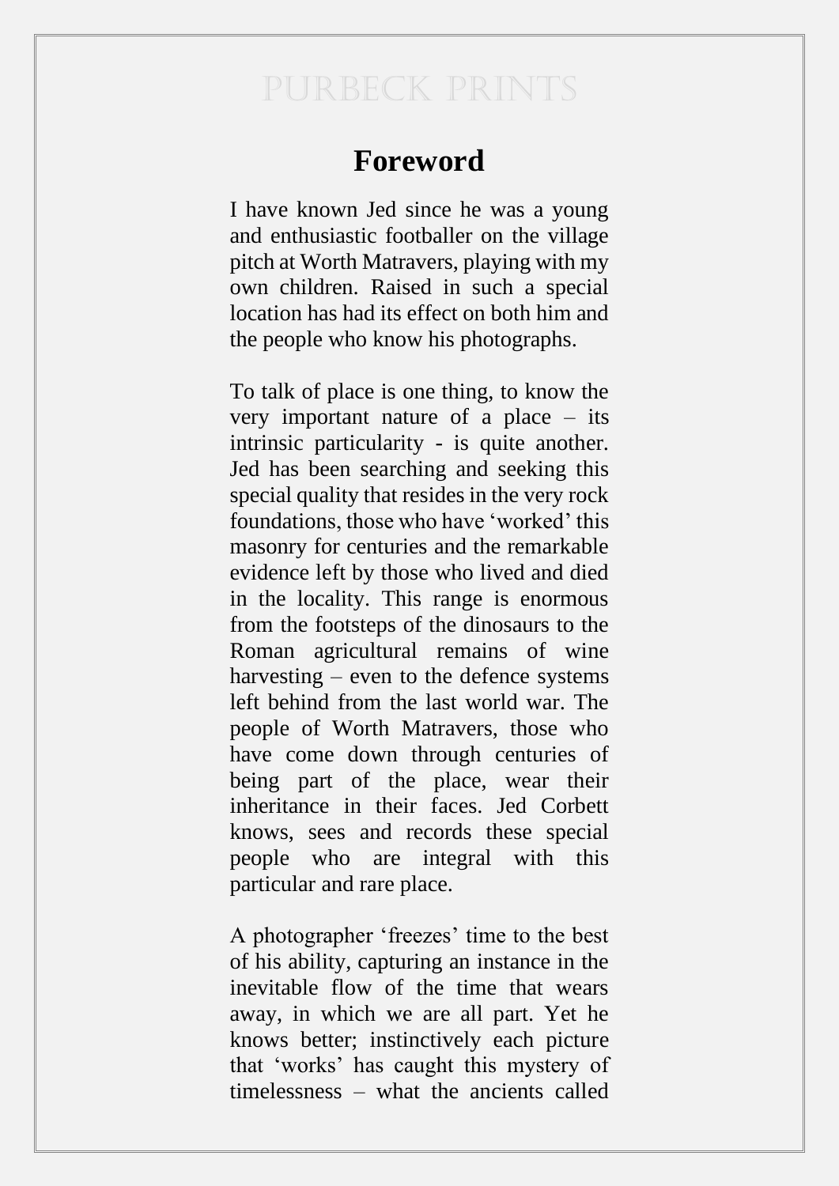# Foreword

I have known Jed since he was a young and enthusiastic footballer on the village pitch at Worth Matravers, playing with my own children. Raised in such a special location has had its effect on both him and the people who know his photographs.

To talk of place is one thing, to know the very important nature of a place – its intrinsic particularity - is quite another. Jed has been searching and seeking this special quality that resides in the very rock foundations, those who have 'worked' this masonry for centuries and the remarkable evidence left by those who lived and died in the locality. This range is enormous from the footsteps of the dinosaurs to the Roman agricultural remains of wine harvesting – even to the defence systems left behind from the last world war. The people of Worth Matravers, those who have come down through centuries of being part of the place, wear their inheritance in their faces. Jed Corbett knows, sees and records these special people who are integral with this particular and rare place.

A photographer 'freezes' time to the best of his ability, capturing an instance in the inevitable flow of the time that wears away, in which we are all part. Yet he knows better; instinctively each picture that 'works' has caught this mystery of timelessness – what the ancients called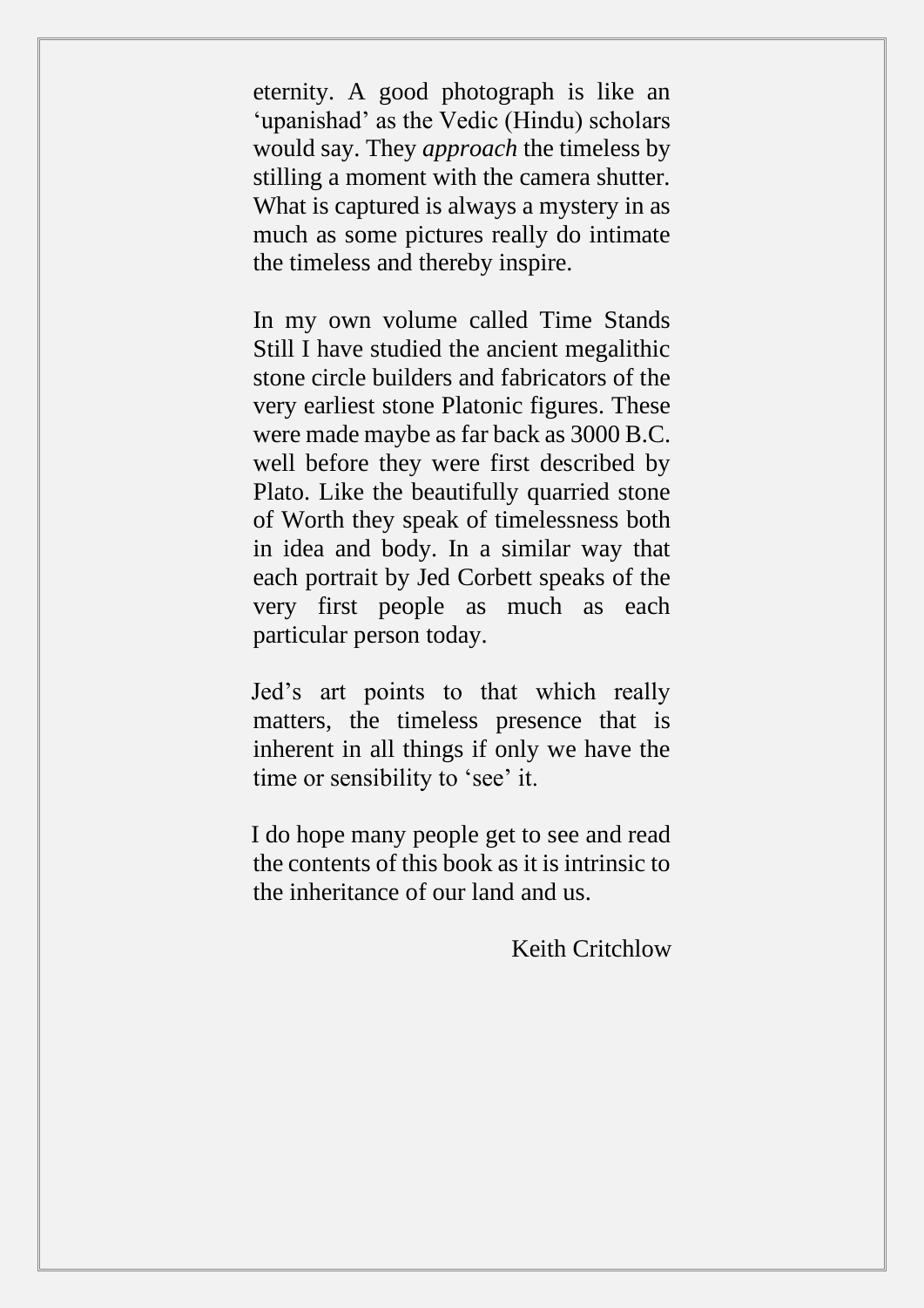eternity. A good photograph is like an 'upanishad' as the Vedic (Hindu) scholars would say. They *approach* the timeless by stilling a moment with the camera shutter. What is captured is always a mystery in as much as some pictures really do intimate the timeless and thereby inspire.

In my own volume called Time Stands Still I have studied the ancient megalithic stone circle builders and fabricators of the very earliest stone Platonic figures. These were made maybe as far back as 3000 B.C. well before they were first described by Plato. Like the beautifully quarried stone of Worth they speak of timelessness both in idea and body. In a similar way that each portrait by Jed Corbett speaks of the very first people as much as each particular person today.

Jed's art points to that which really matters, the timeless presence that is inherent in all things if only we have the time or sensibility to 'see' it.

I do hope many people get to see and read the contents of this book as it is intrinsic to the inheritance of our land and us.

Keith Critchlow